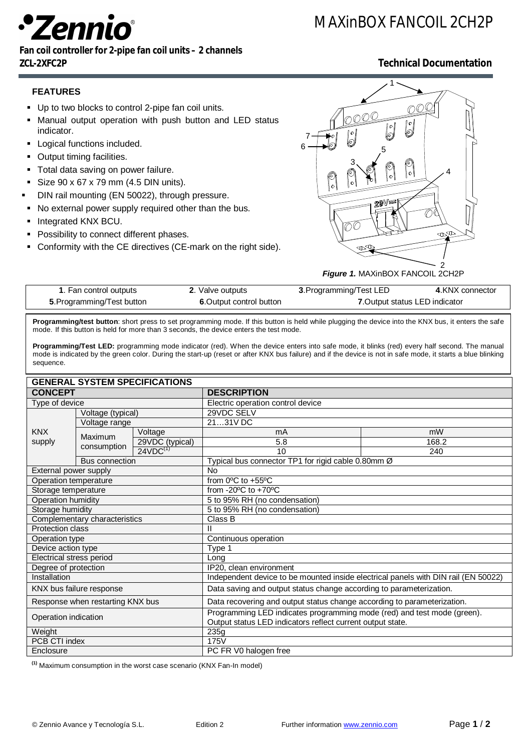# MAXinBOX FANCOIL 2CH2P

**Fan coil controller for 2-pipe fan coil units – 2 channels**

**ZCL-2XFC2P**

**Technical Documentation**

## FEATURES

- Up to two blocks to control 2-pipe fan coil units.
- Manual output operation with push button and LED status indicator.
- Logical functions included.
- Output timing facilities.
- Total data saving on power failure.
- Size 90 x 67 x 79 mm (4.5 DIN units).
- DIN rail mounting (EN 50022), through pressure.
- No external power supply required other than the bus.
- Integrated KNX BCU.
- Possibility to connect different phases.
- Conformity with the CE directives (CE-mark on the right side).

***Figure 1.*** MAXinBOX FANCOIL 2CH2P

| **1**. Fan control outputs | **2**. Valve outputs | **3**.Programming/Test LED | **4**.KNX connector |
|---|---|---|---|
| **5**.Programming/Test button | **6**.Output control button | **7**.Output status LED indicator | |

**Programming/test button**: short press to set programming mode. If this button is held while plugging the device into the KNX bus, it enters the safe mode. If this button is held for more than 3 seconds, the device enters the test mode.

**Programming/Test LED:** programming mode indicator (red). When the device enters into safe mode, it blinks (red) every half second. The manual mode is indicated by the green color. During the start-up (reset or after KNX bus failure) and if the device is not in safe mode, it starts a blue blinking sequence.

| **GENERAL SYSTEM SPECIFICATIONS** | | | | |
|---|---|---|---|---|
| **CONCEPT** | | | **DESCRIPTION** | |
| Type of device | | | Electric operation control device | |
| KNX supply | Voltage (typical) | | 29VDC SELV | |
| | Voltage range | | 21…31V DC | |
| | Maximum consumption | Voltage | mA | mW |
| | | 29VDC (typical) | 5.8 | 168.2 |
| | | 24VDC[(1)] | 10 | 240 |
| | Bus connection | | Typical bus connector TP1 for rigid cable 0.80mm Ø | |
| External power supply | | | No | |
| Operation temperature | | | from 0ºC to +55ºC | |
| Storage temperature | | | from -20ºC to +70ºC | |
| Operation humidity | | | 5 to 95% RH (no condensation) | |
| Storage humidity | | | 5 to 95% RH (no condensation) | |
| Complementary characteristics | | | Class B | |
| Protection class | | | II | |
| Operation type | | | Continuous operation | |
| Device action type | | | Type 1 | |
| Electrical stress period | | | Long | |
| Degree of protection | | | IP20, clean environment | |
| Installation | | | Independent device to be mounted inside electrical panels with DIN rail (EN 50022) | |
| KNX bus failure response | | | Data saving and output status change according to parameterization. | |
| Response when restarting KNX bus | | | Data recovering and output status change according to parameterization. | |
| Operation indication | | | Programming LED indicates programming mode (red) and test mode (green). Output status LED indicators reflect current output state. | |
| Weight | | | 235g | |
| PCB CTI index | | | 175V | |
| Enclosure | | | PC FR V0 halogen free | |

[(1)] Maximum consumption in the worst case scenario (KNX Fan-In model)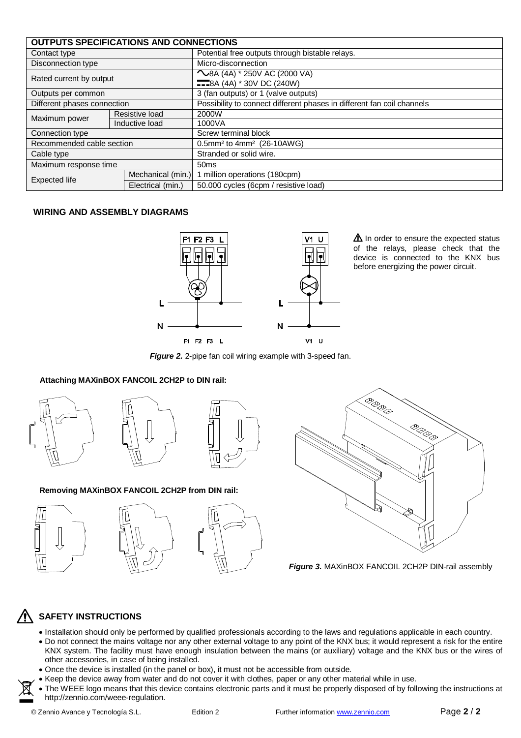| OUTPUTS SPECIFICATIONS AND CONNECTIONS | | |
|---|---|---|
| Contact type | | Potential free outputs through bistable relays. |
| Disconnection type | | Micro-disconnection |
| Rated current by output | | ∿8A (4A) * 250V AC (2000 VA)<br>⎓8A (4A) * 30V DC (240W) |
| Outputs per common | | 3 (fan outputs) or 1 (valve outputs) |
| Different phases connection | | Possibility to connect different phases in different fan coil channels |
| Maximum power | Resistive load | 2000W |
| | Inductive load | 1000VA |
| Connection type | | Screw terminal block |
| Recommended cable section | | 0.5mm² to 4mm² (26-10AWG) |
| Cable type | | Stranded or solid wire. |
| Maximum response time | | 50ms |
| Expected life | Mechanical (min.) | 1 million operations (180cpm) |
| | Electrical (min.) | 50.000 cycles (6cpm / resistive load) |

## WIRING AND ASSEMBLY DIAGRAMS

F1 F2 F3 L

L

N

F1 F2 F3 L

V1 U

L

N

V1 U

⚠ In order to ensure the expected status of the relays, please check that the device is connected to the KNX bus before energizing the power circuit.

***Figure 2.*** 2-pipe fan coil wiring example with 3-speed fan.

**Attaching MAXinBOX FANCOIL 2CH2P to DIN rail:**

**Removing MAXinBOX FANCOIL 2CH2P from DIN rail:**

***Figure 3.*** MAXinBOX FANCOIL 2CH2P DIN-rail assembly

## SAFETY INSTRUCTIONS

- Installation should only be performed by qualified professionals according to the laws and regulations applicable in each country.
- Do not connect the mains voltage nor any other external voltage to any point of the KNX bus; it would represent a risk for the entire KNX system. The facility must have enough insulation between the mains (or auxiliary) voltage and the KNX bus or the wires of other accessories, in case of being installed.
- Once the device is installed (in the panel or box), it must not be accessible from outside.
- Keep the device away from water and do not cover it with clothes, paper or any other material while in use.
- The WEEE logo means that this device contains electronic parts and it must be properly disposed of by following the instructions at http://zennio.com/weee-regulation.

© Zennio Avance y Tecnología S.L. Edition 2 Further information www.zennio.com